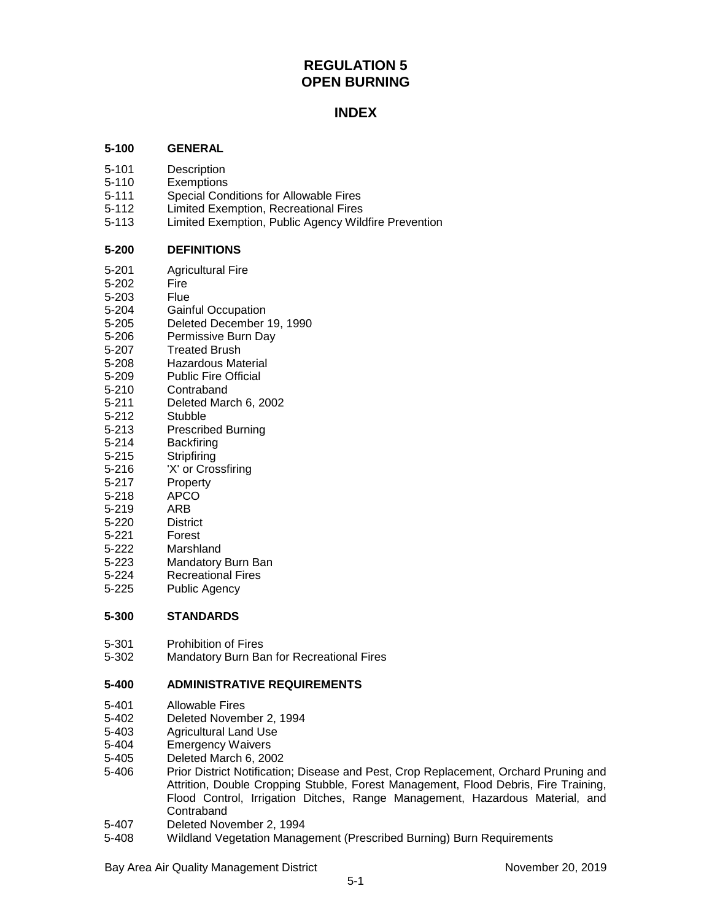# REGULATION 5
# OPEN BURNING

## INDEX

### 5-100 GENERAL

5-101 Description
5-110 Exemptions
5-111 Special Conditions for Allowable Fires
5-112 Limited Exemption, Recreational Fires
5-113 Limited Exemption, Public Agency Wildfire Prevention

### 5-200 DEFINITIONS

5-201 Agricultural Fire
5-202 Fire
5-203 Flue
5-204 Gainful Occupation
5-205 Deleted December 19, 1990
5-206 Permissive Burn Day
5-207 Treated Brush
5-208 Hazardous Material
5-209 Public Fire Official
5-210 Contraband
5-211 Deleted March 6, 2002
5-212 Stubble
5-213 Prescribed Burning
5-214 Backfiring
5-215 Stripfiring
5-216 'X' or Crossfiring
5-217 Property
5-218 APCO
5-219 ARB
5-220 District
5-221 Forest
5-222 Marshland
5-223 Mandatory Burn Ban
5-224 Recreational Fires
5-225 Public Agency

### 5-300 STANDARDS

5-301 Prohibition of Fires
5-302 Mandatory Burn Ban for Recreational Fires

### 5-400 ADMINISTRATIVE REQUIREMENTS

5-401 Allowable Fires
5-402 Deleted November 2, 1994
5-403 Agricultural Land Use
5-404 Emergency Waivers
5-405 Deleted March 6, 2002
5-406 Prior District Notification; Disease and Pest, Crop Replacement, Orchard Pruning and Attrition, Double Cropping Stubble, Forest Management, Flood Debris, Fire Training, Flood Control, Irrigation Ditches, Range Management, Hazardous Material, and Contraband
5-407 Deleted November 2, 1994
5-408 Wildland Vegetation Management (Prescribed Burning) Burn Requirements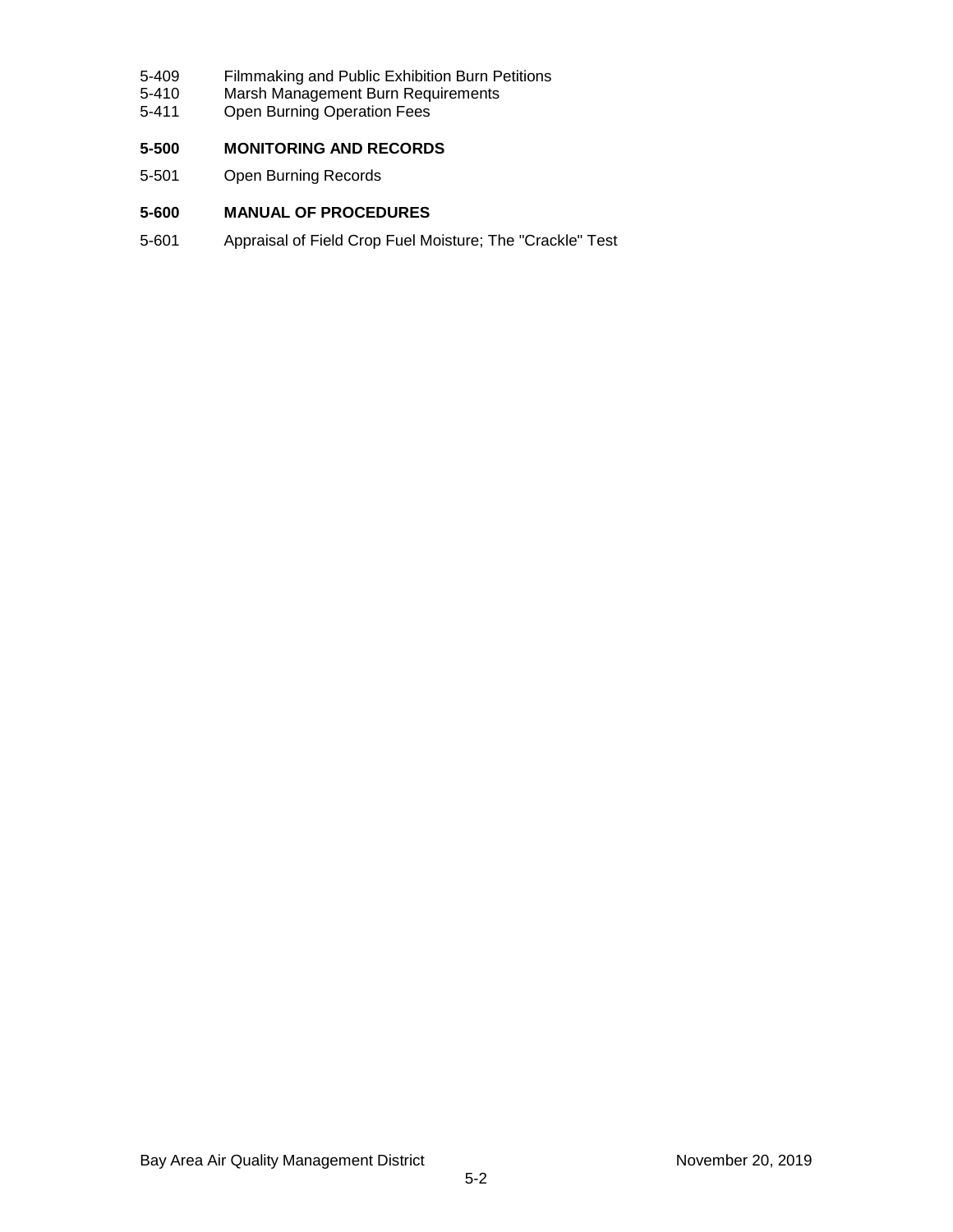5-409 Filmmaking and Public Exhibition Burn Petitions
5-410 Marsh Management Burn Requirements
5-411 Open Burning Operation Fees

**5-500 MONITORING AND RECORDS**

5-501 Open Burning Records

**5-600 MANUAL OF PROCEDURES**

5-601 Appraisal of Field Crop Fuel Moisture; The "Crackle" Test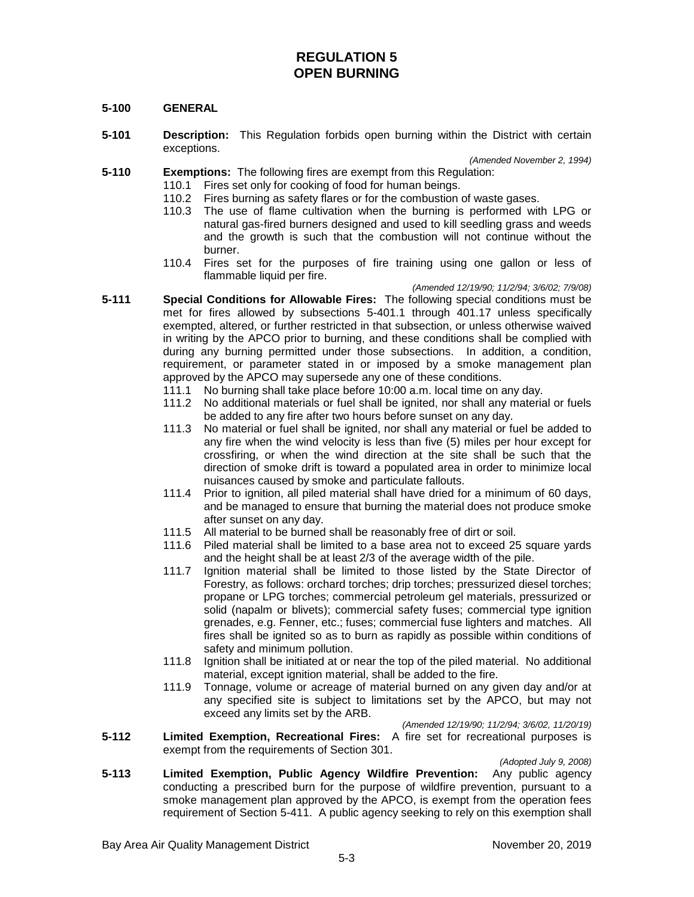# REGULATION 5
# OPEN BURNING

## 5-100 GENERAL

**5-101 Description:** This Regulation forbids open burning within the District with certain exceptions.

*(Amended November 2, 1994)*

**5-110 Exemptions:** The following fires are exempt from this Regulation:

110.1 Fires set only for cooking of food for human beings.

110.2 Fires burning as safety flares or for the combustion of waste gases.

110.3 The use of flame cultivation when the burning is performed with LPG or natural gas-fired burners designed and used to kill seedling grass and weeds and the growth is such that the combustion will not continue without the burner.

110.4 Fires set for the purposes of fire training using one gallon or less of flammable liquid per fire.

*(Amended 12/19/90; 11/2/94; 3/6/02; 7/9/08)*

**5-111 Special Conditions for Allowable Fires:** The following special conditions must be met for fires allowed by subsections 5-401.1 through 401.17 unless specifically exempted, altered, or further restricted in that subsection, or unless otherwise waived in writing by the APCO prior to burning, and these conditions shall be complied with during any burning permitted under those subsections. In addition, a condition, requirement, or parameter stated in or imposed by a smoke management plan approved by the APCO may supersede any one of these conditions.

111.1 No burning shall take place before 10:00 a.m. local time on any day.

111.2 No additional materials or fuel shall be ignited, nor shall any material or fuels be added to any fire after two hours before sunset on any day.

111.3 No material or fuel shall be ignited, nor shall any material or fuel be added to any fire when the wind velocity is less than five (5) miles per hour except for crossfiring, or when the wind direction at the site shall be such that the direction of smoke drift is toward a populated area in order to minimize local nuisances caused by smoke and particulate fallouts.

111.4 Prior to ignition, all piled material shall have dried for a minimum of 60 days, and be managed to ensure that burning the material does not produce smoke after sunset on any day.

111.5 All material to be burned shall be reasonably free of dirt or soil.

111.6 Piled material shall be limited to a base area not to exceed 25 square yards and the height shall be at least 2/3 of the average width of the pile.

111.7 Ignition material shall be limited to those listed by the State Director of Forestry, as follows: orchard torches; drip torches; pressurized diesel torches; propane or LPG torches; commercial petroleum gel materials, pressurized or solid (napalm or blivets); commercial safety fuses; commercial type ignition grenades, e.g. Fenner, etc.; fuses; commercial fuse lighters and matches. All fires shall be ignited so as to burn as rapidly as possible within conditions of safety and minimum pollution.

111.8 Ignition shall be initiated at or near the top of the piled material. No additional material, except ignition material, shall be added to the fire.

111.9 Tonnage, volume or acreage of material burned on any given day and/or at any specified site is subject to limitations set by the APCO, but may not exceed any limits set by the ARB.

*(Amended 12/19/90; 11/2/94; 3/6/02, 11/20/19)*

**5-112 Limited Exemption, Recreational Fires:** A fire set for recreational purposes is exempt from the requirements of Section 301.

*(Adopted July 9, 2008)*

**5-113 Limited Exemption, Public Agency Wildfire Prevention:** Any public agency conducting a prescribed burn for the purpose of wildfire prevention, pursuant to a smoke management plan approved by the APCO, is exempt from the operation fees requirement of Section 5-411. A public agency seeking to rely on this exemption shall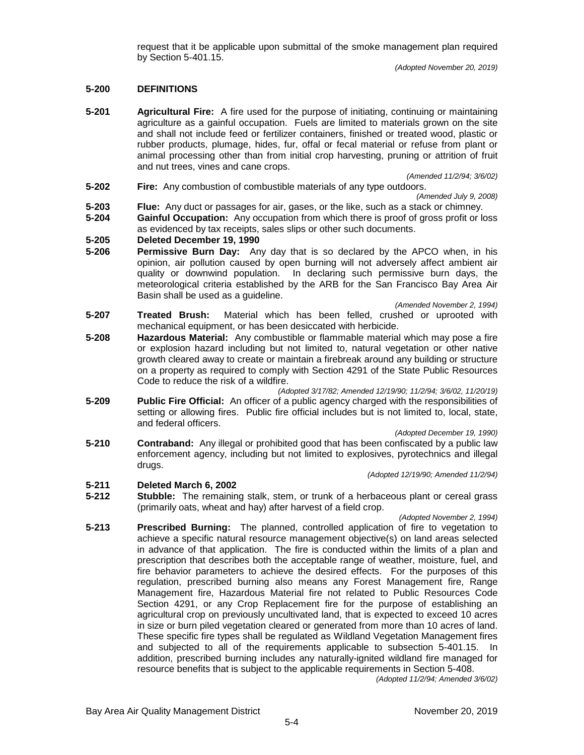request that it be applicable upon submittal of the smoke management plan required by Section 5-401.15.

*(Adopted November 20, 2019)*

## 5-200 DEFINITIONS

**5-201 Agricultural Fire:** A fire used for the purpose of initiating, continuing or maintaining agriculture as a gainful occupation. Fuels are limited to materials grown on the site and shall not include feed or fertilizer containers, finished or treated wood, plastic or rubber products, plumage, hides, fur, offal or fecal material or refuse from plant or animal processing other than from initial crop harvesting, pruning or attrition of fruit and nut trees, vines and cane crops.

*(Amended 11/2/94; 3/6/02)*

**5-202 Fire:** Any combustion of combustible materials of any type outdoors.

*(Amended July 9, 2008)*

**5-203 Flue:** Any duct or passages for air, gases, or the like, such as a stack or chimney.

**5-204 Gainful Occupation:** Any occupation from which there is proof of gross profit or loss as evidenced by tax receipts, sales slips or other such documents.

**5-205 Deleted December 19, 1990**

**5-206 Permissive Burn Day:** Any day that is so declared by the APCO when, in his opinion, air pollution caused by open burning will not adversely affect ambient air quality or downwind population. In declaring such permissive burn days, the meteorological criteria established by the ARB for the San Francisco Bay Area Air Basin shall be used as a guideline.

*(Amended November 2, 1994)*

**5-207 Treated Brush:** Material which has been felled, crushed or uprooted with mechanical equipment, or has been desiccated with herbicide.

**5-208 Hazardous Material:** Any combustible or flammable material which may pose a fire or explosion hazard including but not limited to, natural vegetation or other native growth cleared away to create or maintain a firebreak around any building or structure on a property as required to comply with Section 4291 of the State Public Resources Code to reduce the risk of a wildfire.

*(Adopted 3/17/82; Amended 12/19/90; 11/2/94; 3/6/02, 11/20/19)*

**5-209 Public Fire Official:** An officer of a public agency charged with the responsibilities of setting or allowing fires. Public fire official includes but is not limited to, local, state, and federal officers.

*(Adopted December 19, 1990)*

**5-210 Contraband:** Any illegal or prohibited good that has been confiscated by a public law enforcement agency, including but not limited to explosives, pyrotechnics and illegal drugs.

*(Adopted 12/19/90; Amended 11/2/94)*

**5-211 Deleted March 6, 2002**

**5-212 Stubble:** The remaining stalk, stem, or trunk of a herbaceous plant or cereal grass (primarily oats, wheat and hay) after harvest of a field crop.

*(Adopted November 2, 1994)*

**5-213 Prescribed Burning:** The planned, controlled application of fire to vegetation to achieve a specific natural resource management objective(s) on land areas selected in advance of that application. The fire is conducted within the limits of a plan and prescription that describes both the acceptable range of weather, moisture, fuel, and fire behavior parameters to achieve the desired effects. For the purposes of this regulation, prescribed burning also means any Forest Management fire, Range Management fire, Hazardous Material fire not related to Public Resources Code Section 4291, or any Crop Replacement fire for the purpose of establishing an agricultural crop on previously uncultivated land, that is expected to exceed 10 acres in size or burn piled vegetation cleared or generated from more than 10 acres of land. These specific fire types shall be regulated as Wildland Vegetation Management fires and subjected to all of the requirements applicable to subsection 5-401.15. In addition, prescribed burning includes any naturally-ignited wildland fire managed for resource benefits that is subject to the applicable requirements in Section 5-408.

*(Adopted 11/2/94; Amended 3/6/02)*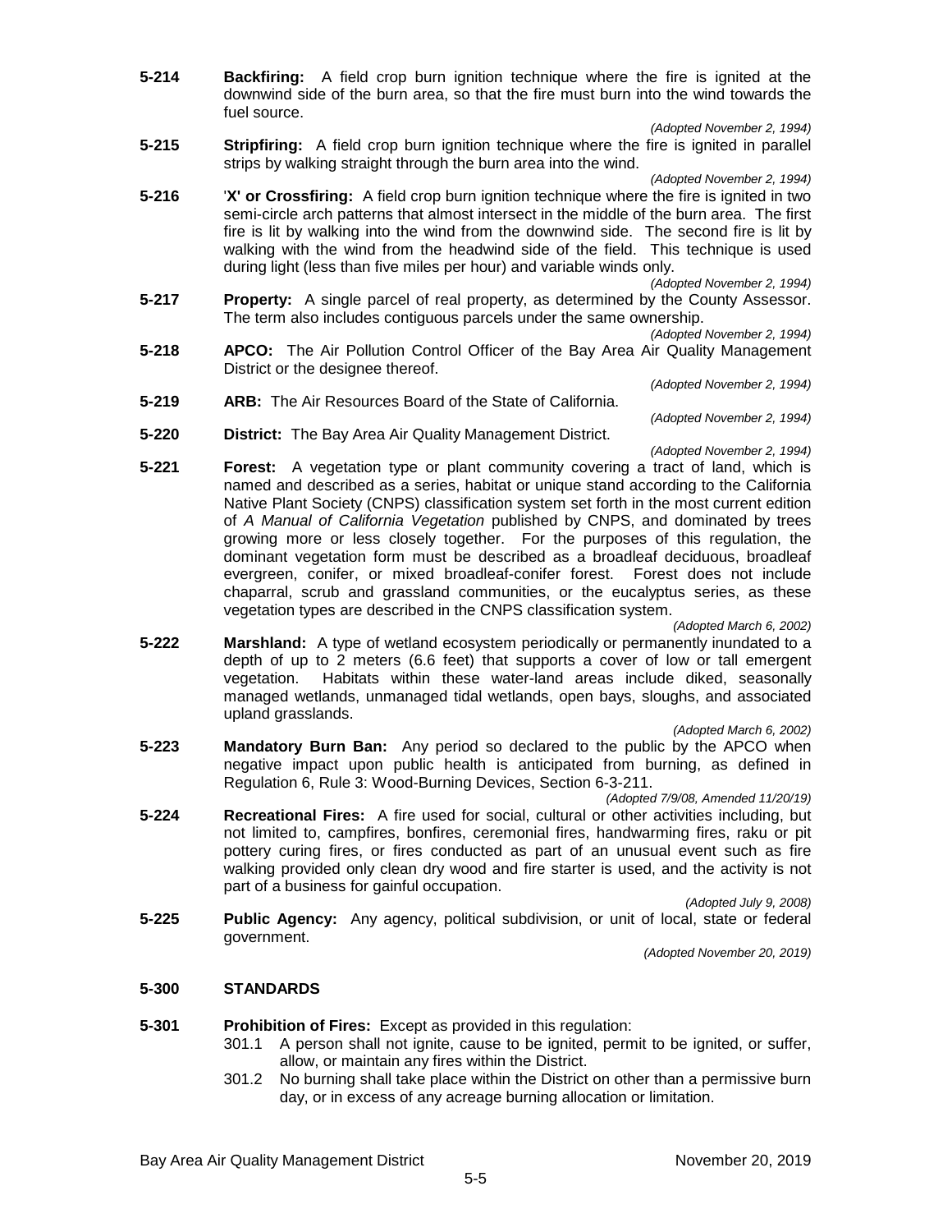**5-214** **Backfiring:** A field crop burn ignition technique where the fire is ignited at the downwind side of the burn area, so that the fire must burn into the wind towards the fuel source.

*(Adopted November 2, 1994)*

**5-215** **Stripfiring:** A field crop burn ignition technique where the fire is ignited in parallel strips by walking straight through the burn area into the wind.

*(Adopted November 2, 1994)*

**5-216** '**X' or Crossfiring:** A field crop burn ignition technique where the fire is ignited in two semi-circle arch patterns that almost intersect in the middle of the burn area. The first fire is lit by walking into the wind from the downwind side. The second fire is lit by walking with the wind from the headwind side of the field. This technique is used during light (less than five miles per hour) and variable winds only.

*(Adopted November 2, 1994)*

**5-217** **Property:** A single parcel of real property, as determined by the County Assessor. The term also includes contiguous parcels under the same ownership.

*(Adopted November 2, 1994)*

**5-218** **APCO:** The Air Pollution Control Officer of the Bay Area Air Quality Management District or the designee thereof.

*(Adopted November 2, 1994)*

**5-219** **ARB:** The Air Resources Board of the State of California.

*(Adopted November 2, 1994)*

**5-220** **District:** The Bay Area Air Quality Management District.

*(Adopted November 2, 1994)*

**5-221** **Forest:** A vegetation type or plant community covering a tract of land, which is named and described as a series, habitat or unique stand according to the California Native Plant Society (CNPS) classification system set forth in the most current edition of *A Manual of California Vegetation* published by CNPS, and dominated by trees growing more or less closely together. For the purposes of this regulation, the dominant vegetation form must be described as a broadleaf deciduous, broadleaf evergreen, conifer, or mixed broadleaf-conifer forest. Forest does not include chaparral, scrub and grassland communities, or the eucalyptus series, as these vegetation types are described in the CNPS classification system.

*(Adopted March 6, 2002)*

**5-222** **Marshland:** A type of wetland ecosystem periodically or permanently inundated to a depth of up to 2 meters (6.6 feet) that supports a cover of low or tall emergent vegetation. Habitats within these water-land areas include diked, seasonally managed wetlands, unmanaged tidal wetlands, open bays, sloughs, and associated upland grasslands.

*(Adopted March 6, 2002)*

**5-223** **Mandatory Burn Ban:** Any period so declared to the public by the APCO when negative impact upon public health is anticipated from burning, as defined in Regulation 6, Rule 3: Wood-Burning Devices, Section 6-3-211.

*(Adopted 7/9/08, Amended 11/20/19)*

**5-224** **Recreational Fires:** A fire used for social, cultural or other activities including, but not limited to, campfires, bonfires, ceremonial fires, handwarming fires, raku or pit pottery curing fires, or fires conducted as part of an unusual event such as fire walking provided only clean dry wood and fire starter is used, and the activity is not part of a business for gainful occupation.

*(Adopted July 9, 2008)*

**5-225** **Public Agency:** Any agency, political subdivision, or unit of local, state or federal government.

*(Adopted November 20, 2019)*

## 5-300 STANDARDS

**5-301** **Prohibition of Fires:** Except as provided in this regulation:

301.1 A person shall not ignite, cause to be ignited, permit to be ignited, or suffer, allow, or maintain any fires within the District.

301.2 No burning shall take place within the District on other than a permissive burn day, or in excess of any acreage burning allocation or limitation.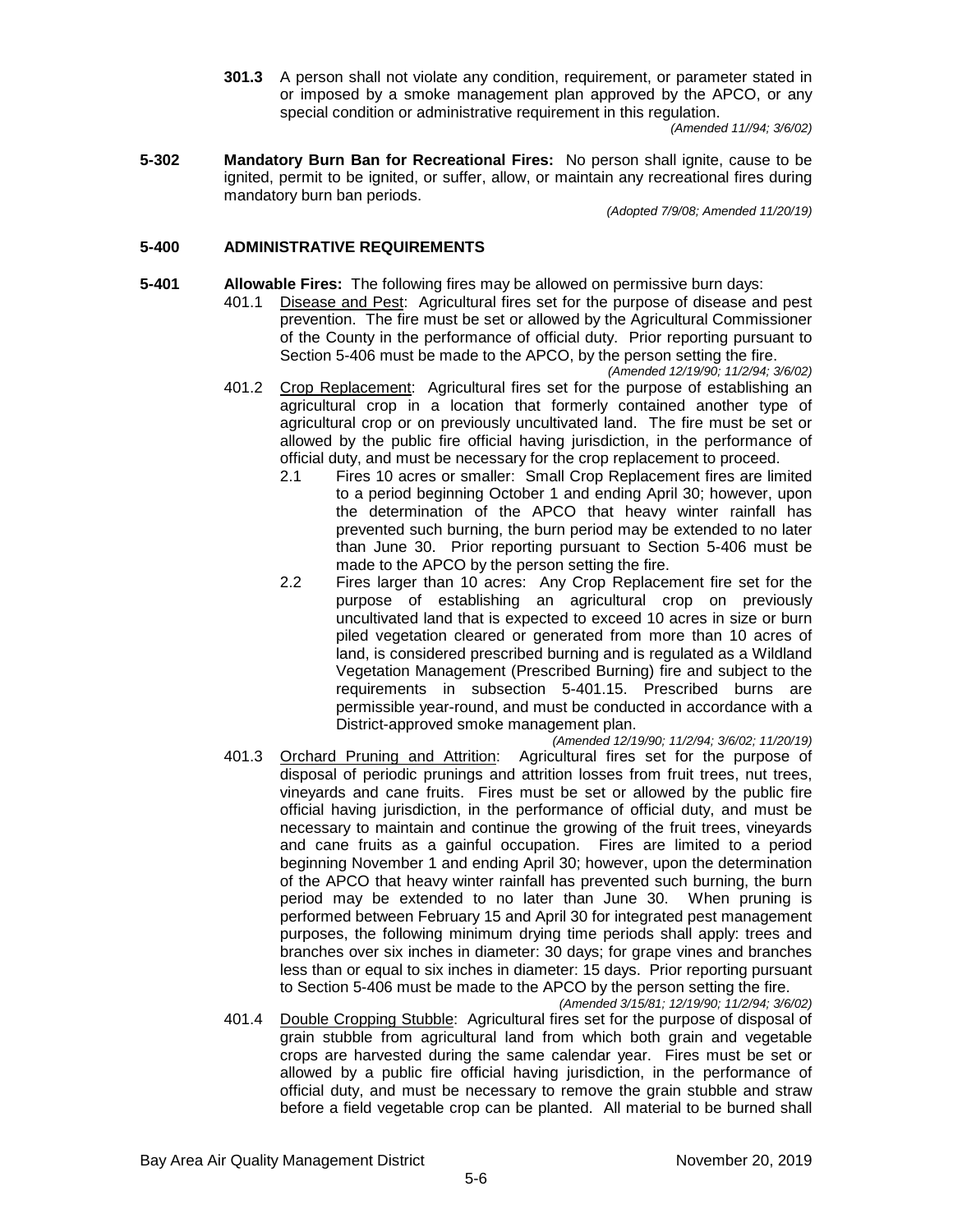**301.3** A person shall not violate any condition, requirement, or parameter stated in or imposed by a smoke management plan approved by the APCO, or any special condition or administrative requirement in this regulation.

*(Amended 11//94; 3/6/02)*

**5-302 Mandatory Burn Ban for Recreational Fires:** No person shall ignite, cause to be ignited, permit to be ignited, or suffer, allow, or maintain any recreational fires during mandatory burn ban periods.

*(Adopted 7/9/08; Amended 11/20/19)*

## 5-400 ADMINISTRATIVE REQUIREMENTS

**5-401 Allowable Fires:** The following fires may be allowed on permissive burn days:

401.1 Disease and Pest: Agricultural fires set for the purpose of disease and pest prevention. The fire must be set or allowed by the Agricultural Commissioner of the County in the performance of official duty. Prior reporting pursuant to Section 5-406 must be made to the APCO, by the person setting the fire.

*(Amended 12/19/90; 11/2/94; 3/6/02)*

401.2 Crop Replacement: Agricultural fires set for the purpose of establishing an agricultural crop in a location that formerly contained another type of agricultural crop or on previously uncultivated land. The fire must be set or allowed by the public fire official having jurisdiction, in the performance of official duty, and must be necessary for the crop replacement to proceed.

2.1 Fires 10 acres or smaller: Small Crop Replacement fires are limited to a period beginning October 1 and ending April 30; however, upon the determination of the APCO that heavy winter rainfall has prevented such burning, the burn period may be extended to no later than June 30. Prior reporting pursuant to Section 5-406 must be made to the APCO by the person setting the fire.

2.2 Fires larger than 10 acres: Any Crop Replacement fire set for the purpose of establishing an agricultural crop on previously uncultivated land that is expected to exceed 10 acres in size or burn piled vegetation cleared or generated from more than 10 acres of land, is considered prescribed burning and is regulated as a Wildland Vegetation Management (Prescribed Burning) fire and subject to the requirements in subsection 5-401.15. Prescribed burns are permissible year-round, and must be conducted in accordance with a District-approved smoke management plan.

*(Amended 12/19/90; 11/2/94; 3/6/02; 11/20/19)*

401.3 Orchard Pruning and Attrition: Agricultural fires set for the purpose of disposal of periodic prunings and attrition losses from fruit trees, nut trees, vineyards and cane fruits. Fires must be set or allowed by the public fire official having jurisdiction, in the performance of official duty, and must be necessary to maintain and continue the growing of the fruit trees, vineyards and cane fruits as a gainful occupation. Fires are limited to a period beginning November 1 and ending April 30; however, upon the determination of the APCO that heavy winter rainfall has prevented such burning, the burn period may be extended to no later than June 30. When pruning is performed between February 15 and April 30 for integrated pest management purposes, the following minimum drying time periods shall apply: trees and branches over six inches in diameter: 30 days; for grape vines and branches less than or equal to six inches in diameter: 15 days. Prior reporting pursuant to Section 5-406 must be made to the APCO by the person setting the fire.

*(Amended 3/15/81; 12/19/90; 11/2/94; 3/6/02)*

401.4 Double Cropping Stubble: Agricultural fires set for the purpose of disposal of grain stubble from agricultural land from which both grain and vegetable crops are harvested during the same calendar year. Fires must be set or allowed by a public fire official having jurisdiction, in the performance of official duty, and must be necessary to remove the grain stubble and straw before a field vegetable crop can be planted. All material to be burned shall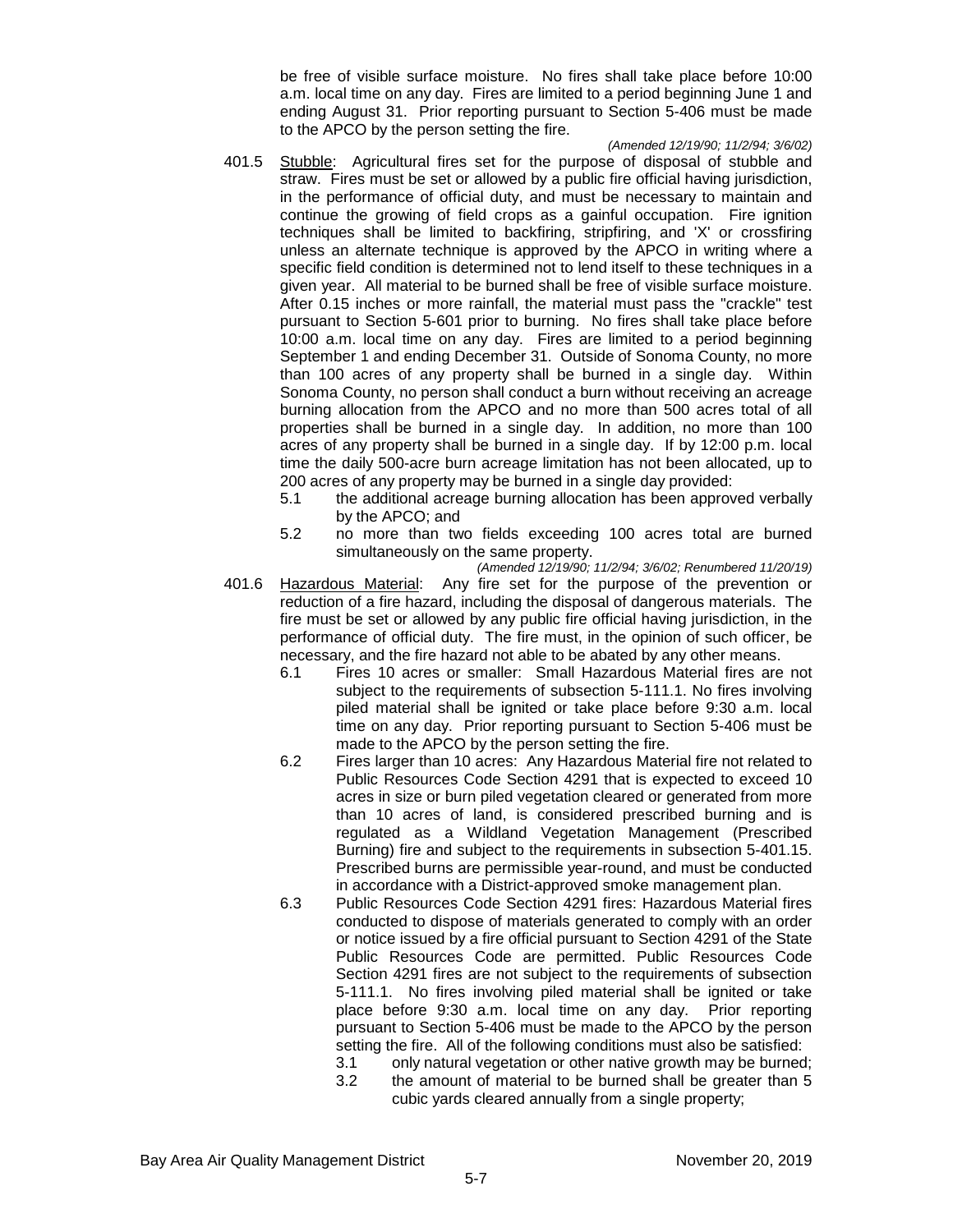be free of visible surface moisture. No fires shall take place before 10:00 a.m. local time on any day. Fires are limited to a period beginning June 1 and ending August 31. Prior reporting pursuant to Section 5-406 must be made to the APCO by the person setting the fire.

*(Amended 12/19/90; 11/2/94; 3/6/02)*

401.5 Stubble: Agricultural fires set for the purpose of disposal of stubble and straw. Fires must be set or allowed by a public fire official having jurisdiction, in the performance of official duty, and must be necessary to maintain and continue the growing of field crops as a gainful occupation. Fire ignition techniques shall be limited to backfiring, stripfiring, and 'X' or crossfiring unless an alternate technique is approved by the APCO in writing where a specific field condition is determined not to lend itself to these techniques in a given year. All material to be burned shall be free of visible surface moisture. After 0.15 inches or more rainfall, the material must pass the "crackle" test pursuant to Section 5-601 prior to burning. No fires shall take place before 10:00 a.m. local time on any day. Fires are limited to a period beginning September 1 and ending December 31. Outside of Sonoma County, no more than 100 acres of any property shall be burned in a single day. Within Sonoma County, no person shall conduct a burn without receiving an acreage burning allocation from the APCO and no more than 500 acres total of all properties shall be burned in a single day. In addition, no more than 100 acres of any property shall be burned in a single day. If by 12:00 p.m. local time the daily 500-acre burn acreage limitation has not been allocated, up to 200 acres of any property may be burned in a single day provided:

- 5.1 the additional acreage burning allocation has been approved verbally by the APCO; and
- 5.2 no more than two fields exceeding 100 acres total are burned simultaneously on the same property.

*(Amended 12/19/90; 11/2/94; 3/6/02; Renumbered 11/20/19)*

401.6 Hazardous Material: Any fire set for the purpose of the prevention or reduction of a fire hazard, including the disposal of dangerous materials. The fire must be set or allowed by any public fire official having jurisdiction, in the performance of official duty. The fire must, in the opinion of such officer, be necessary, and the fire hazard not able to be abated by any other means.

- 6.1 Fires 10 acres or smaller: Small Hazardous Material fires are not subject to the requirements of subsection 5-111.1. No fires involving piled material shall be ignited or take place before 9:30 a.m. local time on any day. Prior reporting pursuant to Section 5-406 must be made to the APCO by the person setting the fire.
- 6.2 Fires larger than 10 acres: Any Hazardous Material fire not related to Public Resources Code Section 4291 that is expected to exceed 10 acres in size or burn piled vegetation cleared or generated from more than 10 acres of land, is considered prescribed burning and is regulated as a Wildland Vegetation Management (Prescribed Burning) fire and subject to the requirements in subsection 5-401.15. Prescribed burns are permissible year-round, and must be conducted in accordance with a District-approved smoke management plan.
- 6.3 Public Resources Code Section 4291 fires: Hazardous Material fires conducted to dispose of materials generated to comply with an order or notice issued by a fire official pursuant to Section 4291 of the State Public Resources Code are permitted. Public Resources Code Section 4291 fires are not subject to the requirements of subsection 5-111.1. No fires involving piled material shall be ignited or take place before 9:30 a.m. local time on any day. Prior reporting pursuant to Section 5-406 must be made to the APCO by the person setting the fire. All of the following conditions must also be satisfied:
  - 3.1 only natural vegetation or other native growth may be burned;
  - 3.2 the amount of material to be burned shall be greater than 5 cubic yards cleared annually from a single property;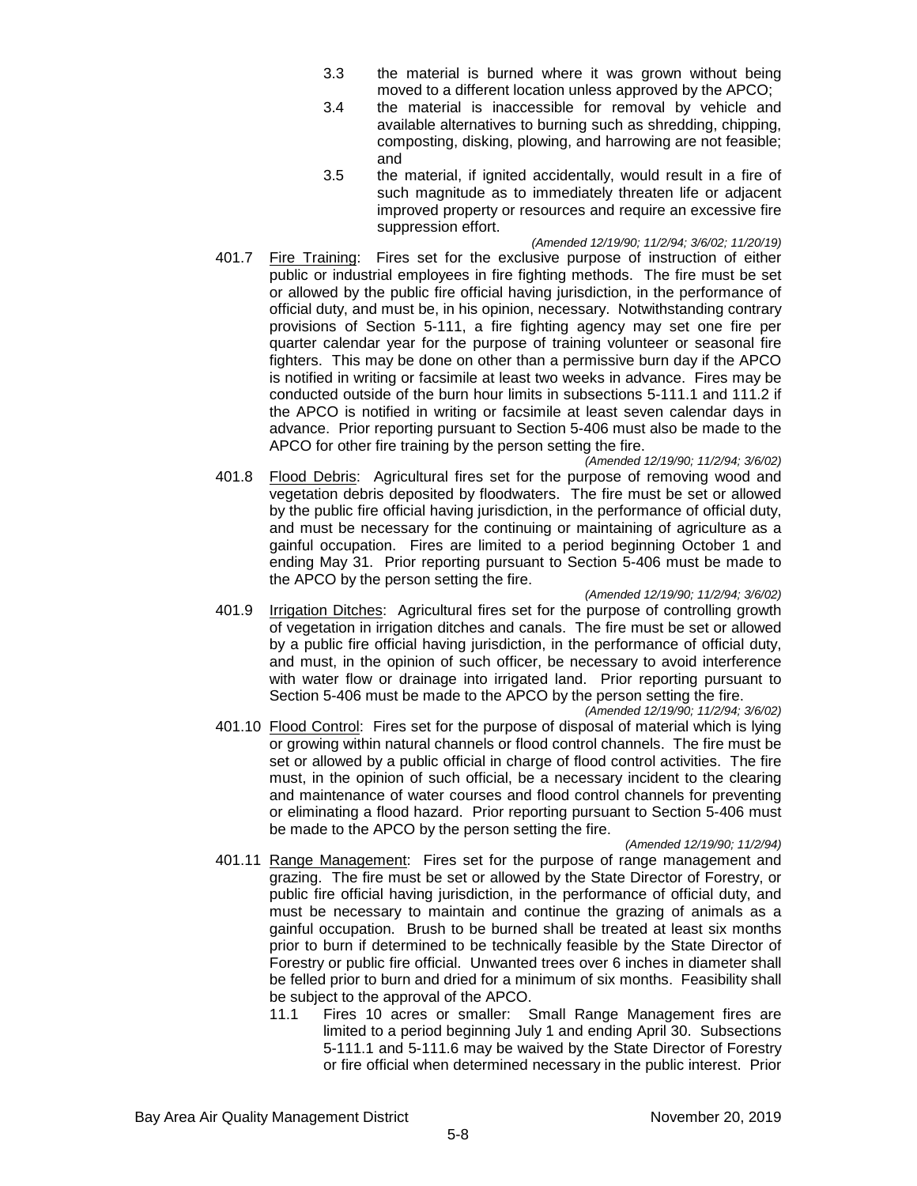3.3 the material is burned where it was grown without being moved to a different location unless approved by the APCO;

3.4 the material is inaccessible for removal by vehicle and available alternatives to burning such as shredding, chipping, composting, disking, plowing, and harrowing are not feasible; and

3.5 the material, if ignited accidentally, would result in a fire of such magnitude as to immediately threaten life or adjacent improved property or resources and require an excessive fire suppression effort.

*(Amended 12/19/90; 11/2/94; 3/6/02; 11/20/19)*

401.7 Fire Training: Fires set for the exclusive purpose of instruction of either public or industrial employees in fire fighting methods. The fire must be set or allowed by the public fire official having jurisdiction, in the performance of official duty, and must be, in his opinion, necessary. Notwithstanding contrary provisions of Section 5-111, a fire fighting agency may set one fire per quarter calendar year for the purpose of training volunteer or seasonal fire fighters. This may be done on other than a permissive burn day if the APCO is notified in writing or facsimile at least two weeks in advance. Fires may be conducted outside of the burn hour limits in subsections 5-111.1 and 111.2 if the APCO is notified in writing or facsimile at least seven calendar days in advance. Prior reporting pursuant to Section 5-406 must also be made to the APCO for other fire training by the person setting the fire.

*(Amended 12/19/90; 11/2/94; 3/6/02)*

401.8 Flood Debris: Agricultural fires set for the purpose of removing wood and vegetation debris deposited by floodwaters. The fire must be set or allowed by the public fire official having jurisdiction, in the performance of official duty, and must be necessary for the continuing or maintaining of agriculture as a gainful occupation. Fires are limited to a period beginning October 1 and ending May 31. Prior reporting pursuant to Section 5-406 must be made to the APCO by the person setting the fire.

*(Amended 12/19/90; 11/2/94; 3/6/02)*

401.9 Irrigation Ditches: Agricultural fires set for the purpose of controlling growth of vegetation in irrigation ditches and canals. The fire must be set or allowed by a public fire official having jurisdiction, in the performance of official duty, and must, in the opinion of such officer, be necessary to avoid interference with water flow or drainage into irrigated land. Prior reporting pursuant to Section 5-406 must be made to the APCO by the person setting the fire.

*(Amended 12/19/90; 11/2/94; 3/6/02)*

401.10 Flood Control: Fires set for the purpose of disposal of material which is lying or growing within natural channels or flood control channels. The fire must be set or allowed by a public official in charge of flood control activities. The fire must, in the opinion of such official, be a necessary incident to the clearing and maintenance of water courses and flood control channels for preventing or eliminating a flood hazard. Prior reporting pursuant to Section 5-406 must be made to the APCO by the person setting the fire.

*(Amended 12/19/90; 11/2/94)*

401.11 Range Management: Fires set for the purpose of range management and grazing. The fire must be set or allowed by the State Director of Forestry, or public fire official having jurisdiction, in the performance of official duty, and must be necessary to maintain and continue the grazing of animals as a gainful occupation. Brush to be burned shall be treated at least six months prior to burn if determined to be technically feasible by the State Director of Forestry or public fire official. Unwanted trees over 6 inches in diameter shall be felled prior to burn and dried for a minimum of six months. Feasibility shall be subject to the approval of the APCO.

11.1 Fires 10 acres or smaller: Small Range Management fires are limited to a period beginning July 1 and ending April 30. Subsections 5-111.1 and 5-111.6 may be waived by the State Director of Forestry or fire official when determined necessary in the public interest. Prior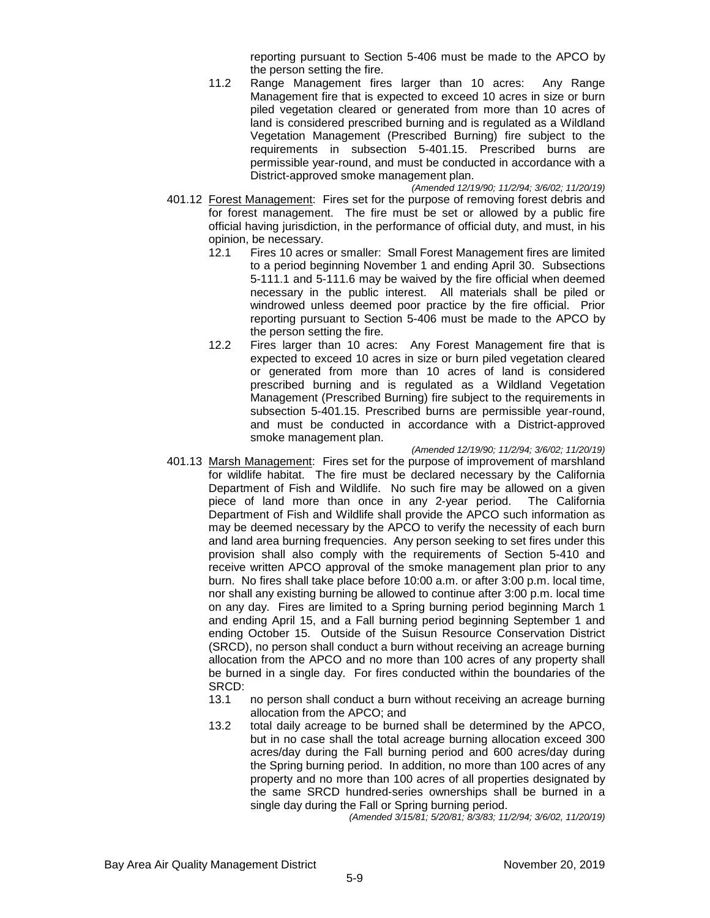reporting pursuant to Section 5-406 must be made to the APCO by the person setting the fire.

11.2 Range Management fires larger than 10 acres: Any Range Management fire that is expected to exceed 10 acres in size or burn piled vegetation cleared or generated from more than 10 acres of land is considered prescribed burning and is regulated as a Wildland Vegetation Management (Prescribed Burning) fire subject to the requirements in subsection 5-401.15. Prescribed burns are permissible year-round, and must be conducted in accordance with a District-approved smoke management plan.

*(Amended 12/19/90; 11/2/94; 3/6/02; 11/20/19)*

401.12 Forest Management: Fires set for the purpose of removing forest debris and for forest management. The fire must be set or allowed by a public fire official having jurisdiction, in the performance of official duty, and must, in his opinion, be necessary.

12.1 Fires 10 acres or smaller: Small Forest Management fires are limited to a period beginning November 1 and ending April 30. Subsections 5-111.1 and 5-111.6 may be waived by the fire official when deemed necessary in the public interest. All materials shall be piled or windrowed unless deemed poor practice by the fire official. Prior reporting pursuant to Section 5-406 must be made to the APCO by the person setting the fire.

12.2 Fires larger than 10 acres: Any Forest Management fire that is expected to exceed 10 acres in size or burn piled vegetation cleared or generated from more than 10 acres of land is considered prescribed burning and is regulated as a Wildland Vegetation Management (Prescribed Burning) fire subject to the requirements in subsection 5-401.15. Prescribed burns are permissible year-round, and must be conducted in accordance with a District-approved smoke management plan.

*(Amended 12/19/90; 11/2/94; 3/6/02; 11/20/19)*

401.13 Marsh Management: Fires set for the purpose of improvement of marshland for wildlife habitat. The fire must be declared necessary by the California Department of Fish and Wildlife. No such fire may be allowed on a given piece of land more than once in any 2-year period. The California Department of Fish and Wildlife shall provide the APCO such information as may be deemed necessary by the APCO to verify the necessity of each burn and land area burning frequencies. Any person seeking to set fires under this provision shall also comply with the requirements of Section 5-410 and receive written APCO approval of the smoke management plan prior to any burn. No fires shall take place before 10:00 a.m. or after 3:00 p.m. local time, nor shall any existing burning be allowed to continue after 3:00 p.m. local time on any day. Fires are limited to a Spring burning period beginning March 1 and ending April 15, and a Fall burning period beginning September 1 and ending October 15. Outside of the Suisun Resource Conservation District (SRCD), no person shall conduct a burn without receiving an acreage burning allocation from the APCO and no more than 100 acres of any property shall be burned in a single day. For fires conducted within the boundaries of the SRCD:

13.1 no person shall conduct a burn without receiving an acreage burning allocation from the APCO; and

13.2 total daily acreage to be burned shall be determined by the APCO, but in no case shall the total acreage burning allocation exceed 300 acres/day during the Fall burning period and 600 acres/day during the Spring burning period. In addition, no more than 100 acres of any property and no more than 100 acres of all properties designated by the same SRCD hundred-series ownerships shall be burned in a single day during the Fall or Spring burning period.

*(Amended 3/15/81; 5/20/81; 8/3/83; 11/2/94; 3/6/02, 11/20/19)*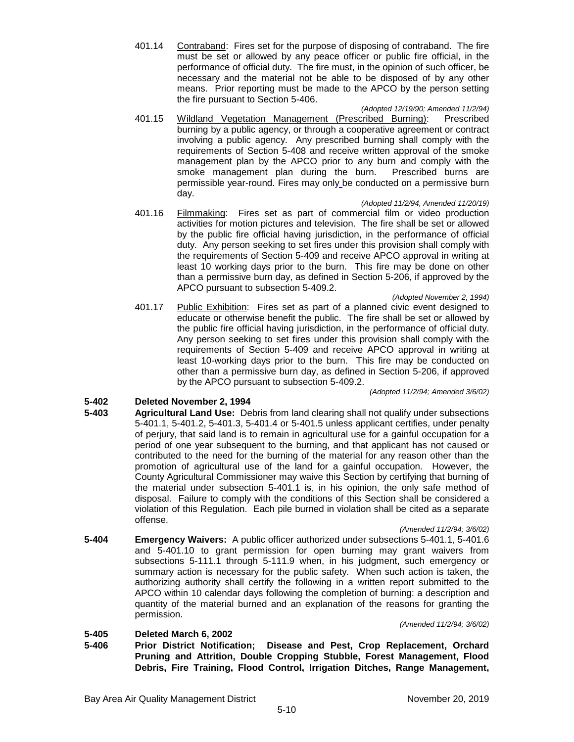401.14 Contraband: Fires set for the purpose of disposing of contraband. The fire must be set or allowed by any peace officer or public fire official, in the performance of official duty. The fire must, in the opinion of such officer, be necessary and the material not be able to be disposed of by any other means. Prior reporting must be made to the APCO by the person setting the fire pursuant to Section 5-406.

*(Adopted 12/19/90; Amended 11/2/94)*

401.15 Wildland Vegetation Management (Prescribed Burning): Prescribed burning by a public agency, or through a cooperative agreement or contract involving a public agency. Any prescribed burning shall comply with the requirements of Section 5-408 and receive written approval of the smoke management plan by the APCO prior to any burn and comply with the smoke management plan during the burn. Prescribed burns are permissible year-round. Fires may only be conducted on a permissive burn day.

*(Adopted 11/2/94, Amended 11/20/19)*

401.16 Filmmaking: Fires set as part of commercial film or video production activities for motion pictures and television. The fire shall be set or allowed by the public fire official having jurisdiction, in the performance of official duty. Any person seeking to set fires under this provision shall comply with the requirements of Section 5-409 and receive APCO approval in writing at least 10 working days prior to the burn. This fire may be done on other than a permissive burn day, as defined in Section 5-206, if approved by the APCO pursuant to subsection 5-409.2.

*(Adopted November 2, 1994)*

401.17 Public Exhibition: Fires set as part of a planned civic event designed to educate or otherwise benefit the public. The fire shall be set or allowed by the public fire official having jurisdiction, in the performance of official duty. Any person seeking to set fires under this provision shall comply with the requirements of Section 5-409 and receive APCO approval in writing at least 10-working days prior to the burn. This fire may be conducted on other than a permissive burn day, as defined in Section 5-206, if approved by the APCO pursuant to subsection 5-409.2.

*(Adopted 11/2/94; Amended 3/6/02)*

**5-402 Deleted November 2, 1994**

**5-403 Agricultural Land Use:** Debris from land clearing shall not qualify under subsections 5-401.1, 5-401.2, 5-401.3, 5-401.4 or 5-401.5 unless applicant certifies, under penalty of perjury, that said land is to remain in agricultural use for a gainful occupation for a period of one year subsequent to the burning, and that applicant has not caused or contributed to the need for the burning of the material for any reason other than the promotion of agricultural use of the land for a gainful occupation. However, the County Agricultural Commissioner may waive this Section by certifying that burning of the material under subsection 5-401.1 is, in his opinion, the only safe method of disposal. Failure to comply with the conditions of this Section shall be considered a violation of this Regulation. Each pile burned in violation shall be cited as a separate offense.

*(Amended 11/2/94; 3/6/02)*

**5-404 Emergency Waivers:** A public officer authorized under subsections 5-401.1, 5-401.6 and 5-401.10 to grant permission for open burning may grant waivers from subsections 5-111.1 through 5-111.9 when, in his judgment, such emergency or summary action is necessary for the public safety. When such action is taken, the authorizing authority shall certify the following in a written report submitted to the APCO within 10 calendar days following the completion of burning: a description and quantity of the material burned and an explanation of the reasons for granting the permission.

*(Amended 11/2/94; 3/6/02)*

**5-405 Deleted March 6, 2002**

**5-406 Prior District Notification; Disease and Pest, Crop Replacement, Orchard Pruning and Attrition, Double Cropping Stubble, Forest Management, Flood Debris, Fire Training, Flood Control, Irrigation Ditches, Range Management,**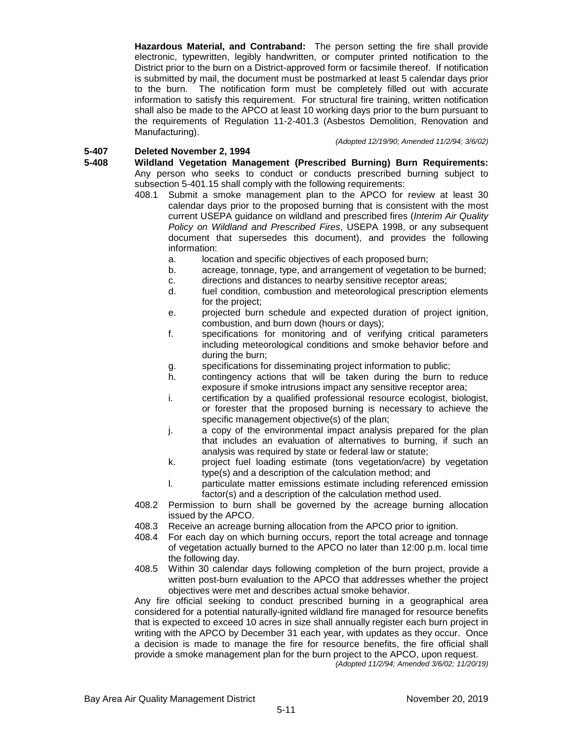**Hazardous Material, and Contraband:** The person setting the fire shall provide electronic, typewritten, legibly handwritten, or computer printed notification to the District prior to the burn on a District-approved form or facsimile thereof. If notification is submitted by mail, the document must be postmarked at least 5 calendar days prior to the burn. The notification form must be completely filled out with accurate information to satisfy this requirement. For structural fire training, written notification shall also be made to the APCO at least 10 working days prior to the burn pursuant to the requirements of Regulation 11-2-401.3 (Asbestos Demolition, Renovation and Manufacturing).

*(Adopted 12/19/90; Amended 11/2/94; 3/6/02)*

**5-407 Deleted November 2, 1994**

**5-408 Wildland Vegetation Management (Prescribed Burning) Burn Requirements:** Any person who seeks to conduct or conducts prescribed burning subject to subsection 5-401.15 shall comply with the following requirements:

408.1 Submit a smoke management plan to the APCO for review at least 30 calendar days prior to the proposed burning that is consistent with the most current USEPA guidance on wildland and prescribed fires (*Interim Air Quality Policy on Wildland and Prescribed Fires*, USEPA 1998, or any subsequent document that supersedes this document), and provides the following information:

- a. location and specific objectives of each proposed burn;
- b. acreage, tonnage, type, and arrangement of vegetation to be burned;
- c. directions and distances to nearby sensitive receptor areas;
- d. fuel condition, combustion and meteorological prescription elements for the project;
- e. projected burn schedule and expected duration of project ignition, combustion, and burn down (hours or days);
- f. specifications for monitoring and of verifying critical parameters including meteorological conditions and smoke behavior before and during the burn;
- g. specifications for disseminating project information to public;
- h. contingency actions that will be taken during the burn to reduce exposure if smoke intrusions impact any sensitive receptor area;
- i. certification by a qualified professional resource ecologist, biologist, or forester that the proposed burning is necessary to achieve the specific management objective(s) of the plan;
- j. a copy of the environmental impact analysis prepared for the plan that includes an evaluation of alternatives to burning, if such an analysis was required by state or federal law or statute;
- k. project fuel loading estimate (tons vegetation/acre) by vegetation type(s) and a description of the calculation method; and
- l. particulate matter emissions estimate including referenced emission factor(s) and a description of the calculation method used.

408.2 Permission to burn shall be governed by the acreage burning allocation issued by the APCO.

408.3 Receive an acreage burning allocation from the APCO prior to ignition.

408.4 For each day on which burning occurs, report the total acreage and tonnage of vegetation actually burned to the APCO no later than 12:00 p.m. local time the following day.

408.5 Within 30 calendar days following completion of the burn project, provide a written post-burn evaluation to the APCO that addresses whether the project objectives were met and describes actual smoke behavior.

Any fire official seeking to conduct prescribed burning in a geographical area considered for a potential naturally-ignited wildland fire managed for resource benefits that is expected to exceed 10 acres in size shall annually register each burn project in writing with the APCO by December 31 each year, with updates as they occur. Once a decision is made to manage the fire for resource benefits, the fire official shall provide a smoke management plan for the burn project to the APCO, upon request.

*(Adopted 11/2/94; Amended 3/6/02; 11/20/19)*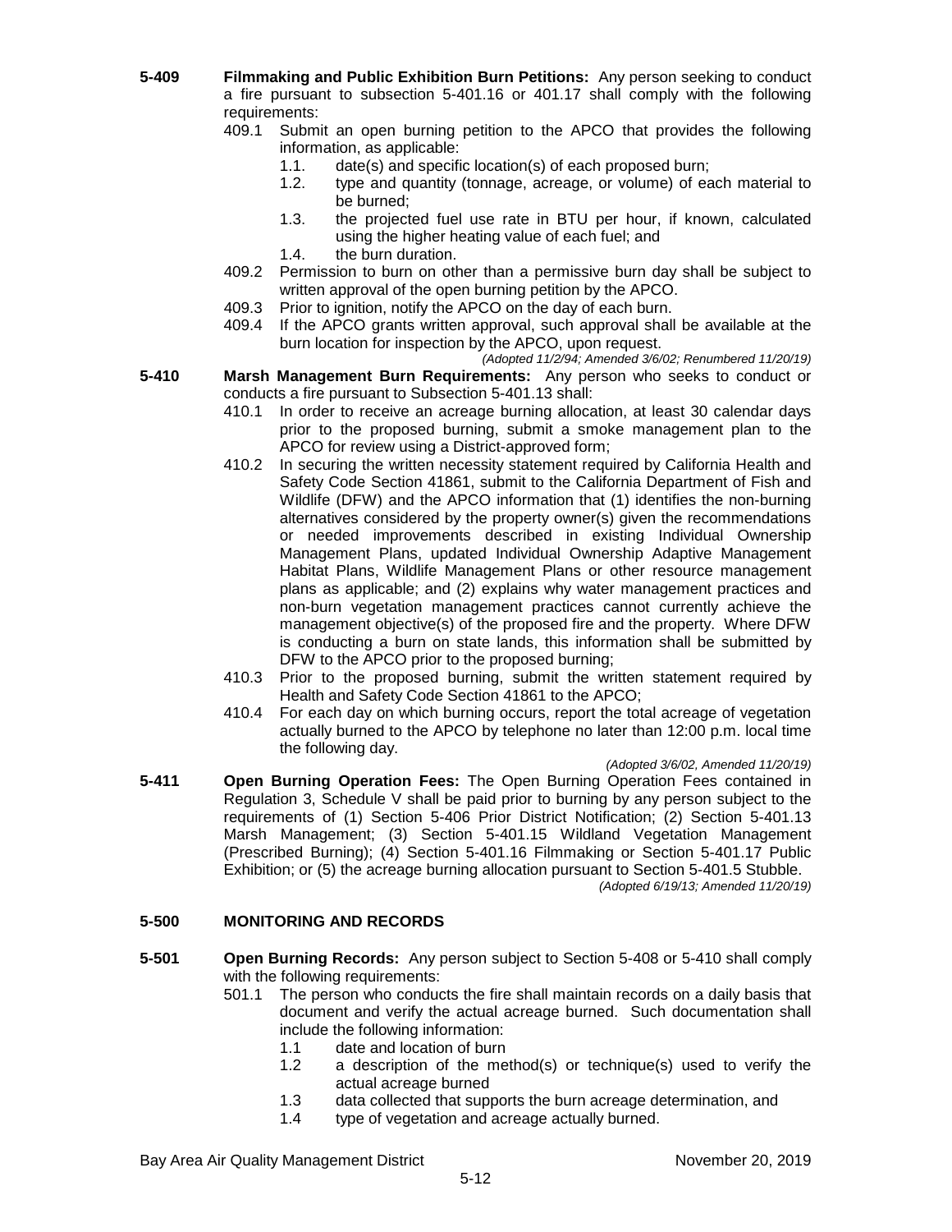**5-409 Filmmaking and Public Exhibition Burn Petitions:** Any person seeking to conduct a fire pursuant to subsection 5-401.16 or 401.17 shall comply with the following requirements:

- 409.1 Submit an open burning petition to the APCO that provides the following information, as applicable:
  - 1.1. date(s) and specific location(s) of each proposed burn;
  - 1.2. type and quantity (tonnage, acreage, or volume) of each material to be burned;
  - 1.3. the projected fuel use rate in BTU per hour, if known, calculated using the higher heating value of each fuel; and
  - 1.4. the burn duration.
- 409.2 Permission to burn on other than a permissive burn day shall be subject to written approval of the open burning petition by the APCO.
- 409.3 Prior to ignition, notify the APCO on the day of each burn.
- 409.4 If the APCO grants written approval, such approval shall be available at the burn location for inspection by the APCO, upon request.

*(Adopted 11/2/94; Amended 3/6/02; Renumbered 11/20/19)*

**5-410 Marsh Management Burn Requirements:** Any person who seeks to conduct or conducts a fire pursuant to Subsection 5-401.13 shall:

- 410.1 In order to receive an acreage burning allocation, at least 30 calendar days prior to the proposed burning, submit a smoke management plan to the APCO for review using a District-approved form;
- 410.2 In securing the written necessity statement required by California Health and Safety Code Section 41861, submit to the California Department of Fish and Wildlife (DFW) and the APCO information that (1) identifies the non-burning alternatives considered by the property owner(s) given the recommendations or needed improvements described in existing Individual Ownership Management Plans, updated Individual Ownership Adaptive Management Habitat Plans, Wildlife Management Plans or other resource management plans as applicable; and (2) explains why water management practices and non-burn vegetation management practices cannot currently achieve the management objective(s) of the proposed fire and the property. Where DFW is conducting a burn on state lands, this information shall be submitted by DFW to the APCO prior to the proposed burning;
- 410.3 Prior to the proposed burning, submit the written statement required by Health and Safety Code Section 41861 to the APCO;
- 410.4 For each day on which burning occurs, report the total acreage of vegetation actually burned to the APCO by telephone no later than 12:00 p.m. local time the following day.

*(Adopted 3/6/02, Amended 11/20/19)*

**5-411 Open Burning Operation Fees:** The Open Burning Operation Fees contained in Regulation 3, Schedule V shall be paid prior to burning by any person subject to the requirements of (1) Section 5-406 Prior District Notification; (2) Section 5-401.13 Marsh Management; (3) Section 5-401.15 Wildland Vegetation Management (Prescribed Burning); (4) Section 5-401.16 Filmmaking or Section 5-401.17 Public Exhibition; or (5) the acreage burning allocation pursuant to Section 5-401.5 Stubble.

*(Adopted 6/19/13; Amended 11/20/19)*

## 5-500 MONITORING AND RECORDS

**5-501 Open Burning Records:** Any person subject to Section 5-408 or 5-410 shall comply with the following requirements:

- 501.1 The person who conducts the fire shall maintain records on a daily basis that document and verify the actual acreage burned. Such documentation shall include the following information:
  - 1.1 date and location of burn
  - 1.2 a description of the method(s) or technique(s) used to verify the actual acreage burned
  - 1.3 data collected that supports the burn acreage determination, and
  - 1.4 type of vegetation and acreage actually burned.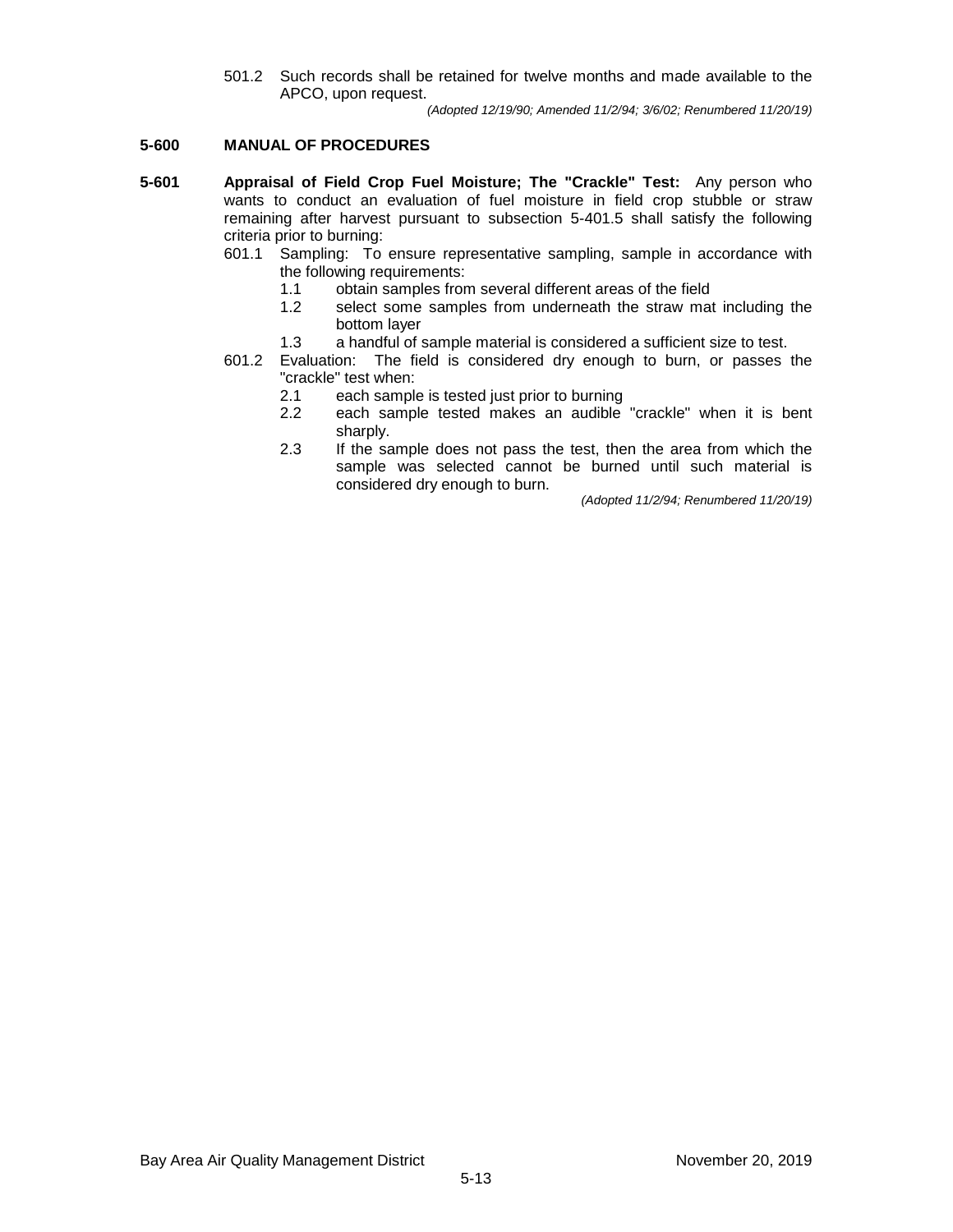501.2 Such records shall be retained for twelve months and made available to the APCO, upon request.

*(Adopted 12/19/90; Amended 11/2/94; 3/6/02; Renumbered 11/20/19)*

## 5-600 MANUAL OF PROCEDURES

**5-601 Appraisal of Field Crop Fuel Moisture; The "Crackle" Test:** Any person who wants to conduct an evaluation of fuel moisture in field crop stubble or straw remaining after harvest pursuant to subsection 5-401.5 shall satisfy the following criteria prior to burning:

601.1 Sampling: To ensure representative sampling, sample in accordance with the following requirements:

- 1.1 obtain samples from several different areas of the field
- 1.2 select some samples from underneath the straw mat including the bottom layer
- 1.3 a handful of sample material is considered a sufficient size to test.

601.2 Evaluation: The field is considered dry enough to burn, or passes the "crackle" test when:

- 2.1 each sample is tested just prior to burning
- 2.2 each sample tested makes an audible "crackle" when it is bent sharply.
- 2.3 If the sample does not pass the test, then the area from which the sample was selected cannot be burned until such material is considered dry enough to burn.

*(Adopted 11/2/94; Renumbered 11/20/19)*